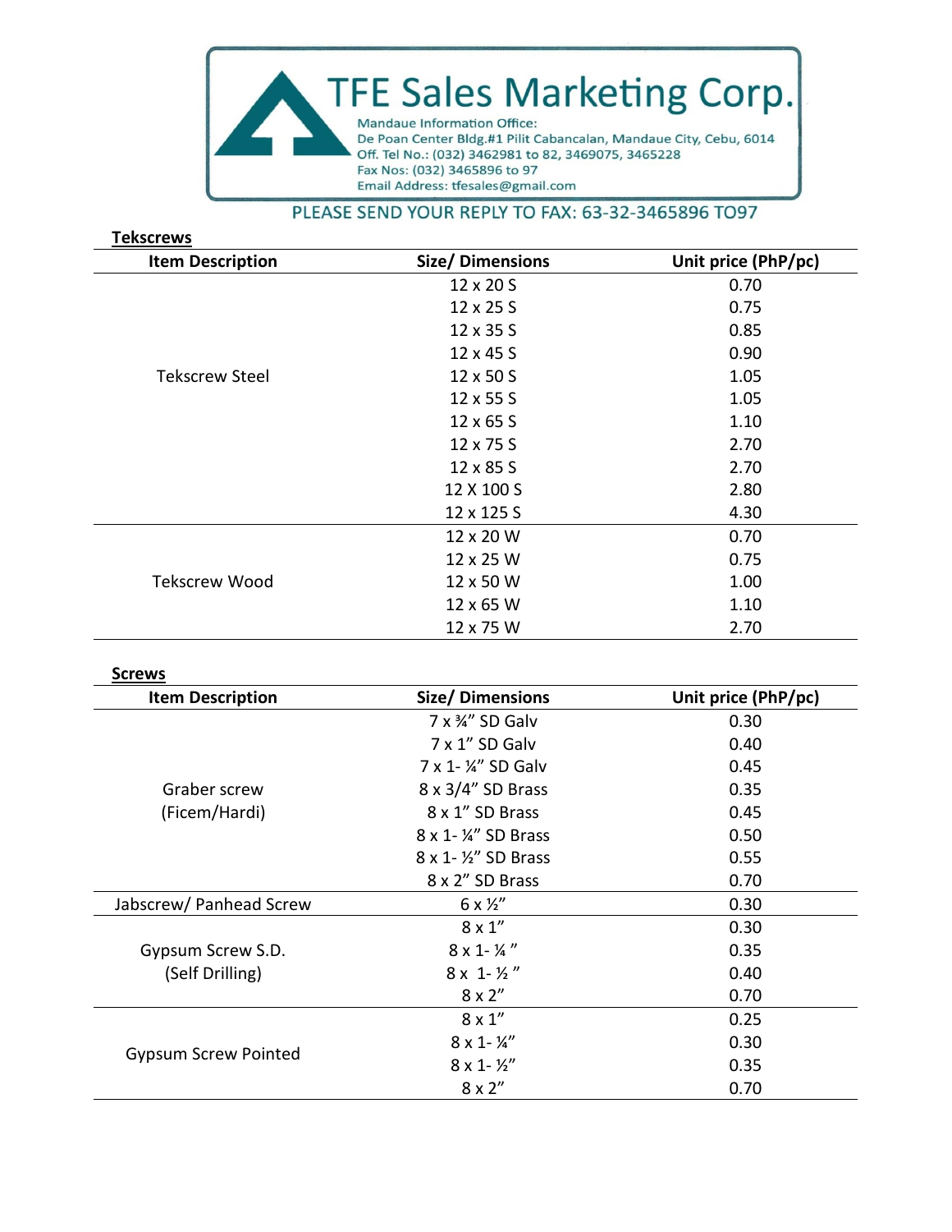# TFE Sales Marketing Corp.

Mandaue Information Office:
De Poan Center Bldg.#1 Pilit Cabancalan, Mandaue City, Cebu, 6014
Off. Tel No.: (032) 3462981 to 82, 3469075, 3465228
Fax Nos: (032) 3465896 to 97
Email Address: tfesales@gmail.com

PLEASE SEND YOUR REPLY TO FAX: 63-32-3465896 TO97

## Tekscrews

| Item Description | Size/ Dimensions | Unit price (PhP/pc) |
|---|---|---|
| Tekscrew Steel | 12 x 20 S | 0.70 |
| | 12 x 25 S | 0.75 |
| | 12 x 35 S | 0.85 |
| | 12 x 45 S | 0.90 |
| | 12 x 50 S | 1.05 |
| | 12 x 55 S | 1.05 |
| | 12 x 65 S | 1.10 |
| | 12 x 75 S | 2.70 |
| | 12 x 85 S | 2.70 |
| | 12 X 100 S | 2.80 |
| | 12 x 125 S | 4.30 |
| Tekscrew Wood | 12 x 20 W | 0.70 |
| | 12 x 25 W | 0.75 |
| | 12 x 50 W | 1.00 |
| | 12 x 65 W | 1.10 |
| | 12 x 75 W | 2.70 |

## Screws

| Item Description | Size/ Dimensions | Unit price (PhP/pc) |
|---|---|---|
| Graber screw (Ficem/Hardi) | 7 x ¾" SD Galv | 0.30 |
| | 7 x 1" SD Galv | 0.40 |
| | 7 x 1- ¼" SD Galv | 0.45 |
| | 8 x 3/4" SD Brass | 0.35 |
| | 8 x 1" SD Brass | 0.45 |
| | 8 x 1- ¼" SD Brass | 0.50 |
| | 8 x 1- ½" SD Brass | 0.55 |
| | 8 x 2" SD Brass | 0.70 |
| Jabscrew/ Panhead Screw | 6 x ½" | 0.30 |
| Gypsum Screw S.D. (Self Drilling) | 8 x 1" | 0.30 |
| | 8 x 1- ¼ " | 0.35 |
| | 8 x 1- ½ " | 0.40 |
| | 8 x 2" | 0.70 |
| Gypsum Screw Pointed | 8 x 1" | 0.25 |
| | 8 x 1- ¼" | 0.30 |
| | 8 x 1- ½" | 0.35 |
| | 8 x 2" | 0.70 |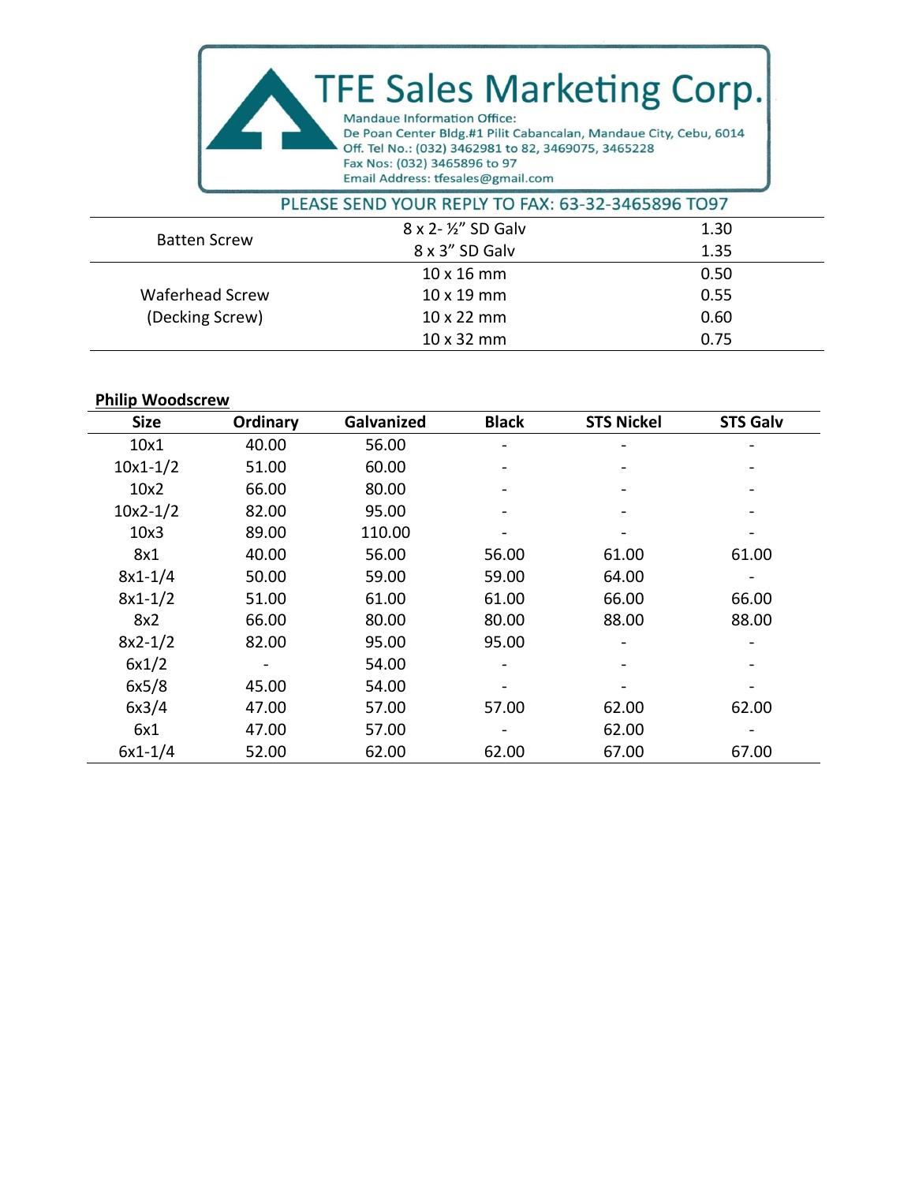# TFE Sales Marketing Corp.

Mandaue Information Office:
De Poan Center Bldg.#1 Pilit Cabancalan, Mandaue City, Cebu, 6014
Off. Tel No.: (032) 3462981 to 82, 3469075, 3465228
Fax Nos: (032) 3465896 to 97
Email Address: tfesales@gmail.com

PLEASE SEND YOUR REPLY TO FAX: 63-32-3465896 TO97

| | | |
|---|---|---|
| Batten Screw | 8 x 2- ½" SD Galv | 1.30 |
| | 8 x 3" SD Galv | 1.35 |
| Waferhead Screw (Decking Screw) | 10 x 16 mm | 0.50 |
| | 10 x 19 mm | 0.55 |
| | 10 x 22 mm | 0.60 |
| | 10 x 32 mm | 0.75 |

**Philip Woodscrew**

| Size | Ordinary | Galvanized | Black | STS Nickel | STS Galv |
|---|---|---|---|---|---|
| 10x1 | 40.00 | 56.00 | - | - | - |
| 10x1-1/2 | 51.00 | 60.00 | - | - | - |
| 10x2 | 66.00 | 80.00 | - | - | - |
| 10x2-1/2 | 82.00 | 95.00 | - | - | - |
| 10x3 | 89.00 | 110.00 | - | - | - |
| 8x1 | 40.00 | 56.00 | 56.00 | 61.00 | 61.00 |
| 8x1-1/4 | 50.00 | 59.00 | 59.00 | 64.00 | - |
| 8x1-1/2 | 51.00 | 61.00 | 61.00 | 66.00 | 66.00 |
| 8x2 | 66.00 | 80.00 | 80.00 | 88.00 | 88.00 |
| 8x2-1/2 | 82.00 | 95.00 | 95.00 | - | - |
| 6x1/2 | - | 54.00 | - | - | - |
| 6x5/8 | 45.00 | 54.00 | - | - | - |
| 6x3/4 | 47.00 | 57.00 | 57.00 | 62.00 | 62.00 |
| 6x1 | 47.00 | 57.00 | - | 62.00 | - |
| 6x1-1/4 | 52.00 | 62.00 | 62.00 | 67.00 | 67.00 |